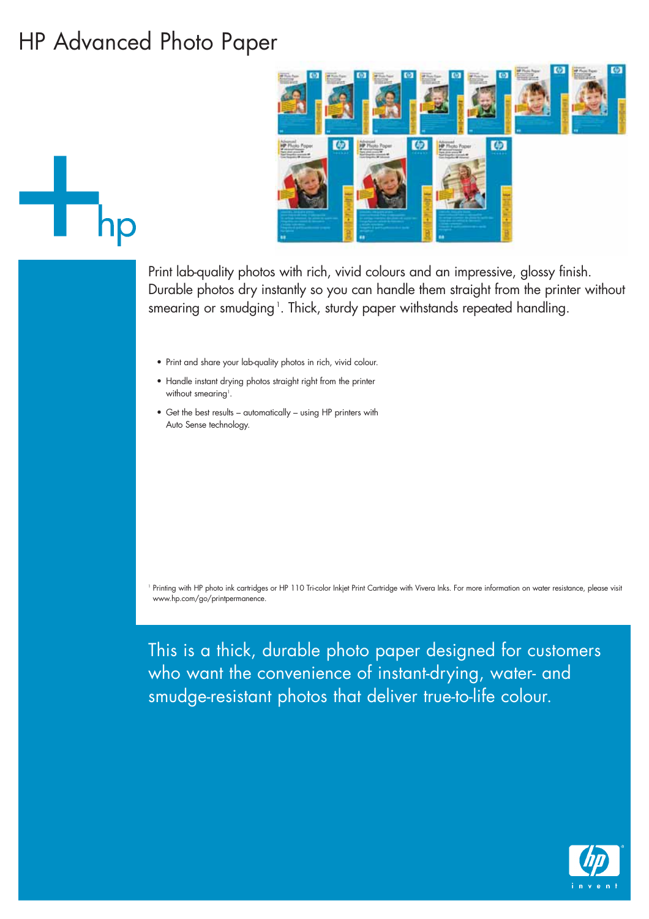# HP Advanced Photo Paper

Print lab-quality photos with rich, vivid colours and an impressive, glossy finish. Durable photos dry instantly so you can handle them straight from the printer without smearing or smudging[1]. Thick, sturdy paper withstands repeated handling.

- Print and share your lab-quality photos in rich, vivid colour.
- Handle instant drying photos straight right from the printer without smearing[1].
- Get the best results – automatically – using HP printers with Auto Sense technology.

[1] Printing with HP photo ink cartridges or HP 110 Tri-color Inkjet Print Cartridge with Vivera Inks. For more information on water resistance, please visit www.hp.com/go/printpermanence.

This is a thick, durable photo paper designed for customers who want the convenience of instant-drying, water- and smudge-resistant photos that deliver true-to-life colour.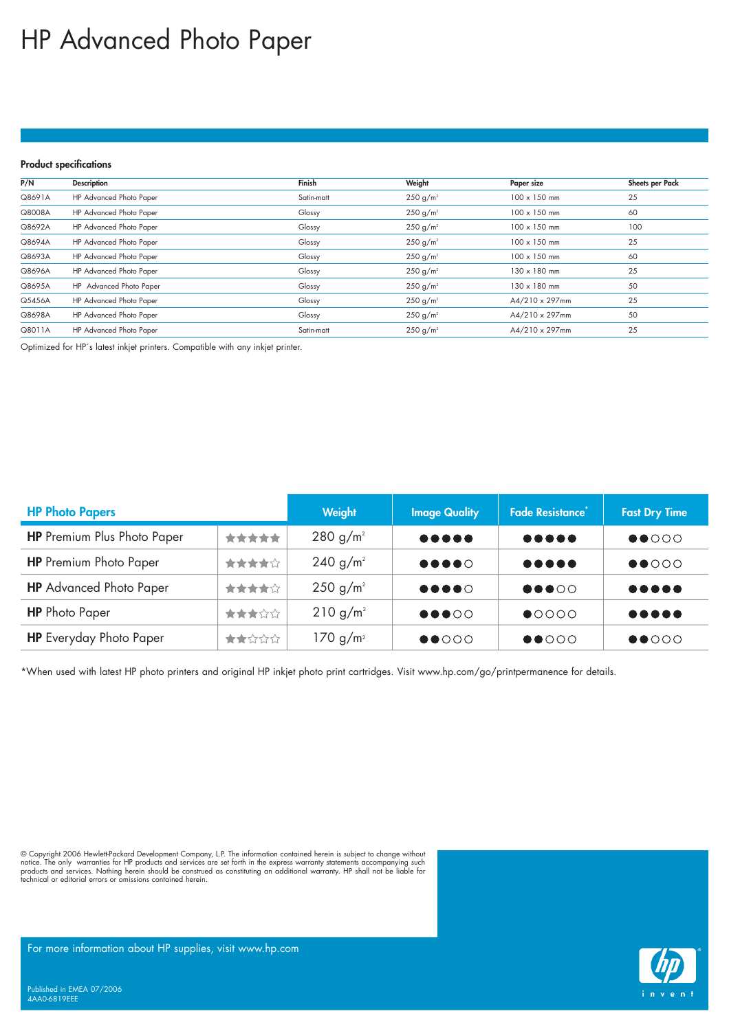# HP Advanced Photo Paper

### Product specifications

| P/N | Description | Finish | Weight | Paper size | Sheets per Pack |
|---|---|---|---|---|---|
| Q8691A | HP Advanced Photo Paper | Satin-matt | 250 g/m² | 100 x 150 mm | 25 |
| Q8008A | HP Advanced Photo Paper | Glossy | 250 g/m² | 100 x 150 mm | 60 |
| Q8692A | HP Advanced Photo Paper | Glossy | 250 g/m² | 100 x 150 mm | 100 |
| Q8694A | HP Advanced Photo Paper | Glossy | 250 g/m² | 100 x 150 mm | 25 |
| Q8693A | HP Advanced Photo Paper | Glossy | 250 g/m² | 100 x 150 mm | 60 |
| Q8696A | HP Advanced Photo Paper | Glossy | 250 g/m² | 130 x 180 mm | 25 |
| Q8695A | HP Advanced Photo Paper | Glossy | 250 g/m² | 130 x 180 mm | 50 |
| Q5456A | HP Advanced Photo Paper | Glossy | 250 g/m² | A4/210 x 297mm | 25 |
| Q8698A | HP Advanced Photo Paper | Glossy | 250 g/m² | A4/210 x 297mm | 50 |
| Q8011A | HP Advanced Photo Paper | Satin-matt | 250 g/m² | A4/210 x 297mm | 25 |

Optimized for HP´s latest inkjet printers. Compatible with any inkjet printer.

| HP Photo Papers | | Weight | Image Quality | Fade Resistance* | Fast Dry Time |
|---|---|---|---|---|---|
| **HP** Premium Plus Photo Paper | ★★★★★ | 280 g/m² | ●●●●● | ●●●●● | ●●○○○ |
| **HP** Premium Photo Paper | ★★★★☆ | 240 g/m² | ●●●●○ | ●●●●● | ●●○○○ |
| **HP** Advanced Photo Paper | ★★★★☆ | 250 g/m² | ●●●●○ | ●●●○○ | ●●●●● |
| **HP** Photo Paper | ★★★☆☆ | 210 g/m² | ●●●○○ | ●○○○○ | ●●●●● |
| **HP** Everyday Photo Paper | ★★☆☆☆ | 170 g/m² | ●●○○○ | ●●○○○ | ●●○○○ |

*When used with latest HP photo printers and original HP inkjet photo print cartridges. Visit www.hp.com/go/printpermanence for details.

© Copyright 2006 Hewlett-Packard Development Company, L.P. The information contained herein is subject to change without notice. The only warranties for HP products and services are set forth in the express warranty statements accompanying such products and services. Nothing herein should be construed as constituting an additional warranty. HP shall not be liable for technical or editorial errors or omissions contained herein.

For more information about HP supplies, visit www.hp.com

Published in EMEA 07/2006
4AA0-6819EEE

invent